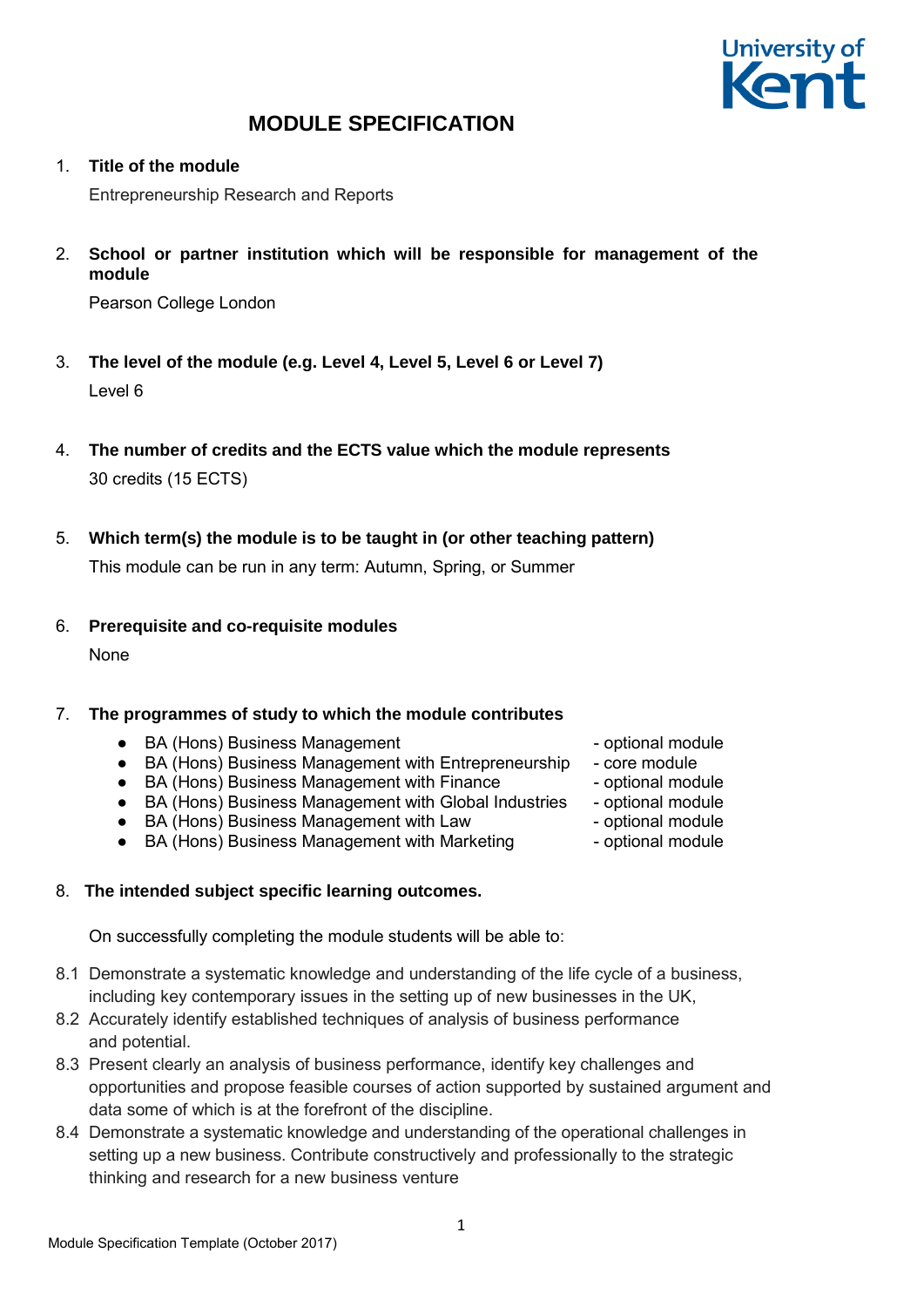# MODULE SPECIFICATION

1. **Title of the module**

   Entrepreneurship Research and Reports

2. **School or partner institution which will be responsible for management of the module**

   Pearson College London

3. **The level of the module (e.g. Level 4, Level 5, Level 6 or Level 7)**

   Level 6

4. **The number of credits and the ECTS value which the module represents**

   30 credits (15 ECTS)

5. **Which term(s) the module is to be taught in (or other teaching pattern)**

   This module can be run in any term: Autumn, Spring, or Summer

6. **Prerequisite and co-requisite modules**

   None

7. **The programmes of study to which the module contributes**

   - BA (Hons) Business Management - optional module
   - BA (Hons) Business Management with Entrepreneurship - core module
   - BA (Hons) Business Management with Finance - optional module
   - BA (Hons) Business Management with Global Industries - optional module
   - BA (Hons) Business Management with Law - optional module
   - BA (Hons) Business Management with Marketing - optional module

8. **The intended subject specific learning outcomes.**

   On successfully completing the module students will be able to:

8.1 Demonstrate a systematic knowledge and understanding of the life cycle of a business, including key contemporary issues in the setting up of new businesses in the UK,

8.2 Accurately identify established techniques of analysis of business performance and potential.

8.3 Present clearly an analysis of business performance, identify key challenges and opportunities and propose feasible courses of action supported by sustained argument and data some of which is at the forefront of the discipline.

8.4 Demonstrate a systematic knowledge and understanding of the operational challenges in setting up a new business. Contribute constructively and professionally to the strategic thinking and research for a new business venture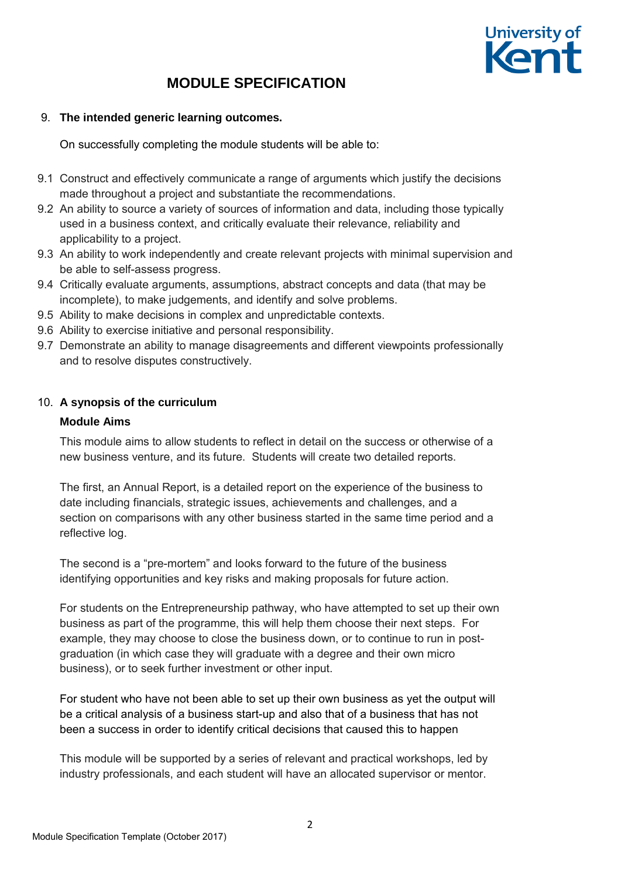# MODULE SPECIFICATION

9. **The intended generic learning outcomes.**

On successfully completing the module students will be able to:

9.1 Construct and effectively communicate a range of arguments which justify the decisions made throughout a project and substantiate the recommendations.
9.2 An ability to source a variety of sources of information and data, including those typically used in a business context, and critically evaluate their relevance, reliability and applicability to a project.
9.3 An ability to work independently and create relevant projects with minimal supervision and be able to self-assess progress.
9.4 Critically evaluate arguments, assumptions, abstract concepts and data (that may be incomplete), to make judgements, and identify and solve problems.
9.5 Ability to make decisions in complex and unpredictable contexts.
9.6 Ability to exercise initiative and personal responsibility.
9.7 Demonstrate an ability to manage disagreements and different viewpoints professionally and to resolve disputes constructively.

10. **A synopsis of the curriculum**

**Module Aims**

This module aims to allow students to reflect in detail on the success or otherwise of a new business venture, and its future. Students will create two detailed reports.

The first, an Annual Report, is a detailed report on the experience of the business to date including financials, strategic issues, achievements and challenges, and a section on comparisons with any other business started in the same time period and a reflective log.

The second is a "pre-mortem" and looks forward to the future of the business identifying opportunities and key risks and making proposals for future action.

For students on the Entrepreneurship pathway, who have attempted to set up their own business as part of the programme, this will help them choose their next steps. For example, they may choose to close the business down, or to continue to run in post-graduation (in which case they will graduate with a degree and their own micro business), or to seek further investment or other input.

For student who have not been able to set up their own business as yet the output will be a critical analysis of a business start-up and also that of a business that has not been a success in order to identify critical decisions that caused this to happen

This module will be supported by a series of relevant and practical workshops, led by industry professionals, and each student will have an allocated supervisor or mentor.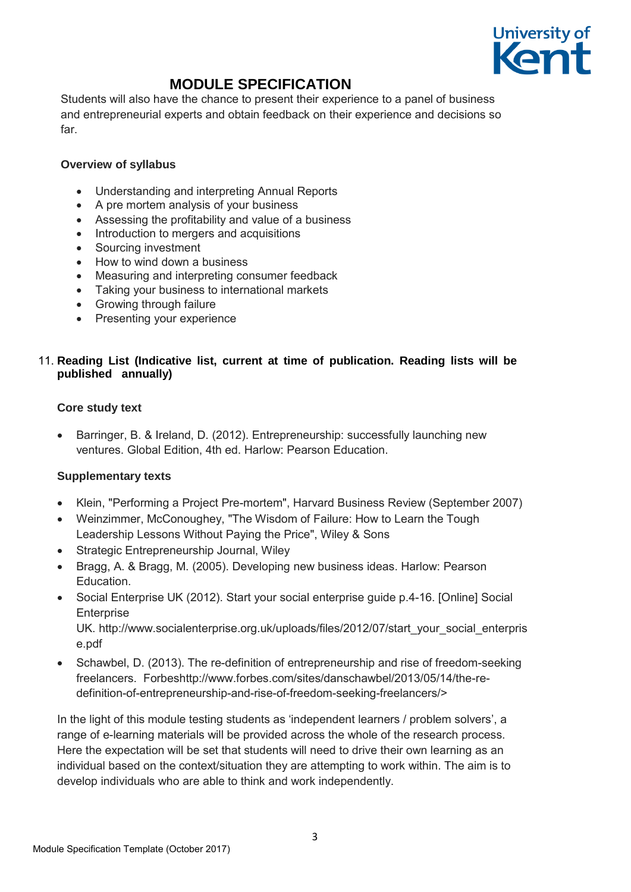Students will also have the chance to present their experience to a panel of business and entrepreneurial experts and obtain feedback on their experience and decisions so far.

**Overview of syllabus**

- Understanding and interpreting Annual Reports
- A pre mortem analysis of your business
- Assessing the profitability and value of a business
- Introduction to mergers and acquisitions
- Sourcing investment
- How to wind down a business
- Measuring and interpreting consumer feedback
- Taking your business to international markets
- Growing through failure
- Presenting your experience

## 11. Reading List (Indicative list, current at time of publication. Reading lists will be published annually)

**Core study text**

- Barringer, B. & Ireland, D. (2012). Entrepreneurship: successfully launching new ventures. Global Edition, 4th ed. Harlow: Pearson Education.

**Supplementary texts**

- Klein, "Performing a Project Pre-mortem", Harvard Business Review (September 2007)
- Weinzimmer, McConoughey, "The Wisdom of Failure: How to Learn the Tough Leadership Lessons Without Paying the Price", Wiley & Sons
- Strategic Entrepreneurship Journal, Wiley
- Bragg, A. & Bragg, M. (2005). Developing new business ideas. Harlow: Pearson Education.
- Social Enterprise UK (2012). Start your social enterprise guide p.4-16. [Online] Social Enterprise UK. http://www.socialenterprise.org.uk/uploads/files/2012/07/start_your_social_enterprise.pdf
- Schawbel, D. (2013). The re-definition of entrepreneurship and rise of freedom-seeking freelancers. Forbeshttp://www.forbes.com/sites/danschawbel/2013/05/14/the-re-definition-of-entrepreneurship-and-rise-of-freedom-seeking-freelancers/>

In the light of this module testing students as 'independent learners / problem solvers', a range of e-learning materials will be provided across the whole of the research process. Here the expectation will be set that students will need to drive their own learning as an individual based on the context/situation they are attempting to work within. The aim is to develop individuals who are able to think and work independently.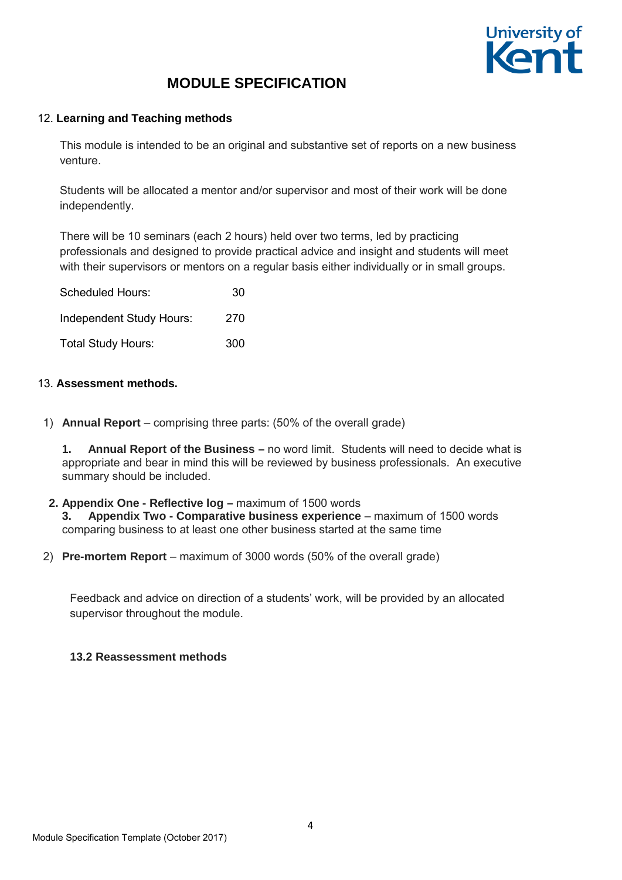# MODULE SPECIFICATION

12. **Learning and Teaching methods**

This module is intended to be an original and substantive set of reports on a new business venture.

Students will be allocated a mentor and/or supervisor and most of their work will be done independently.

There will be 10 seminars (each 2 hours) held over two terms, led by practicing professionals and designed to provide practical advice and insight and students will meet with their supervisors or mentors on a regular basis either individually or in small groups.

| | |
|---|---|
| Scheduled Hours: | 30 |
| Independent Study Hours: | 270 |
| Total Study Hours: | 300 |

13. **Assessment methods.**

1) **Annual Report** – comprising three parts: (50% of the overall grade)

   **1. Annual Report of the Business –** no word limit. Students will need to decide what is appropriate and bear in mind this will be reviewed by business professionals. An executive summary should be included.

   **2. Appendix One - Reflective log –** maximum of 1500 words

   **3. Appendix Two - Comparative business experience** – maximum of 1500 words comparing business to at least one other business started at the same time

2) **Pre-mortem Report** – maximum of 3000 words (50% of the overall grade)

Feedback and advice on direction of a students' work, will be provided by an allocated supervisor throughout the module.

**13.2 Reassessment methods**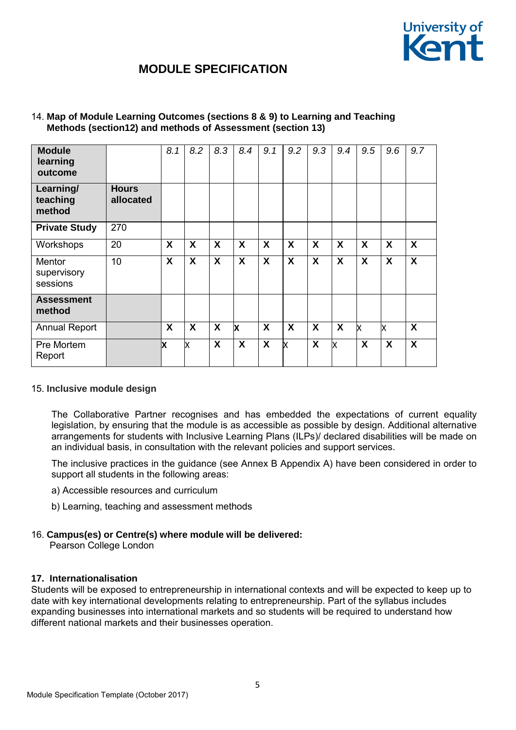# MODULE SPECIFICATION

14. **Map of Module Learning Outcomes (sections 8 & 9) to Learning and Teaching Methods (section12) and methods of Assessment (section 13)**

| **Module learning outcome** | | *8.1* | *8.2* | *8.3* | *8.4* | *9.1* | *9.2* | *9.3* | *9.4* | *9.5* | *9.6* | *9.7* |
|---|---|---|---|---|---|---|---|---|---|---|---|---|
| **Learning/ teaching method** | **Hours allocated** | | | | | | | | | | | |
| **Private Study** | 270 | | | | | | | | | | | |
| Workshops | 20 | X | X | X | X | X | X | X | X | X | X | X |
| Mentor supervisory sessions | 10 | X | X | X | X | X | X | X | X | X | X | X |
| **Assessment method** | | | | | | | | | | | | |
| Annual Report | | X | X | X | x | X | X | X | X | x | x | X |
| Pre Mortem Report | | x | x | X | X | X | x | X | x | X | X | X |

15. **Inclusive module design**

The Collaborative Partner recognises and has embedded the expectations of current equality legislation, by ensuring that the module is as accessible as possible by design. Additional alternative arrangements for students with Inclusive Learning Plans (ILPs)/ declared disabilities will be made on an individual basis, in consultation with the relevant policies and support services.

The inclusive practices in the guidance (see Annex B Appendix A) have been considered in order to support all students in the following areas:

a) Accessible resources and curriculum

b) Learning, teaching and assessment methods

16. **Campus(es) or Centre(s) where module will be delivered:**
Pearson College London

**17. Internationalisation**

Students will be exposed to entrepreneurship in international contexts and will be expected to keep up to date with key international developments relating to entrepreneurship. Part of the syllabus includes expanding businesses into international markets and so students will be required to understand how different national markets and their businesses operation.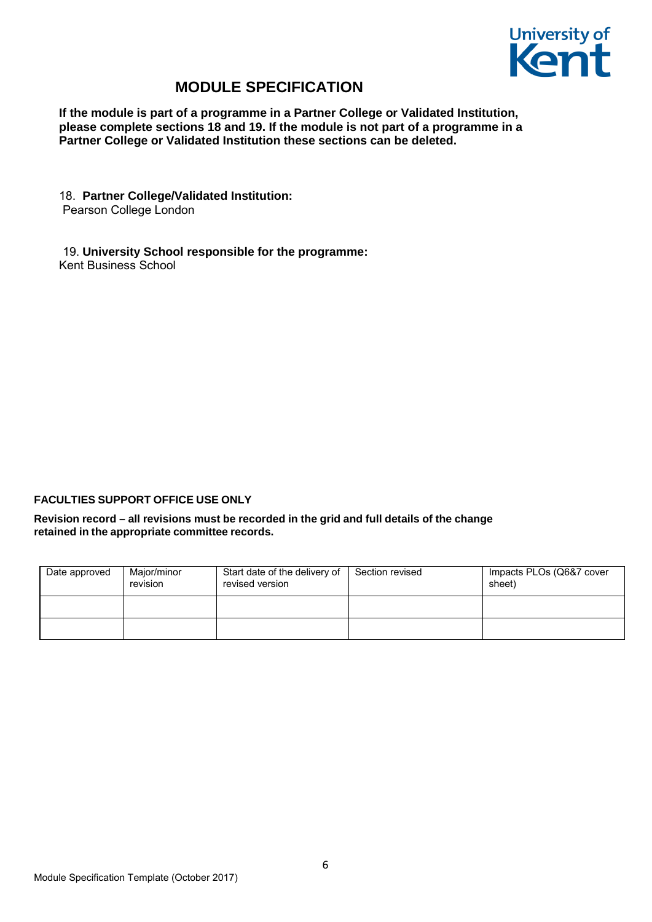# MODULE SPECIFICATION

**If the module is part of a programme in a Partner College or Validated Institution, please complete sections 18 and 19. If the module is not part of a programme in a Partner College or Validated Institution these sections can be deleted.**

18. **Partner College/Validated Institution:**
Pearson College London

19. **University School responsible for the programme:**
Kent Business School

**FACULTIES SUPPORT OFFICE USE ONLY**

**Revision record – all revisions must be recorded in the grid and full details of the change retained in the appropriate committee records.**

| Date approved | Major/minor revision | Start date of the delivery of revised version | Section revised | Impacts PLOs (Q6&7 cover sheet) |
|---|---|---|---|---|
| | | | | |
| | | | | |

Module Specification Template (October 2017)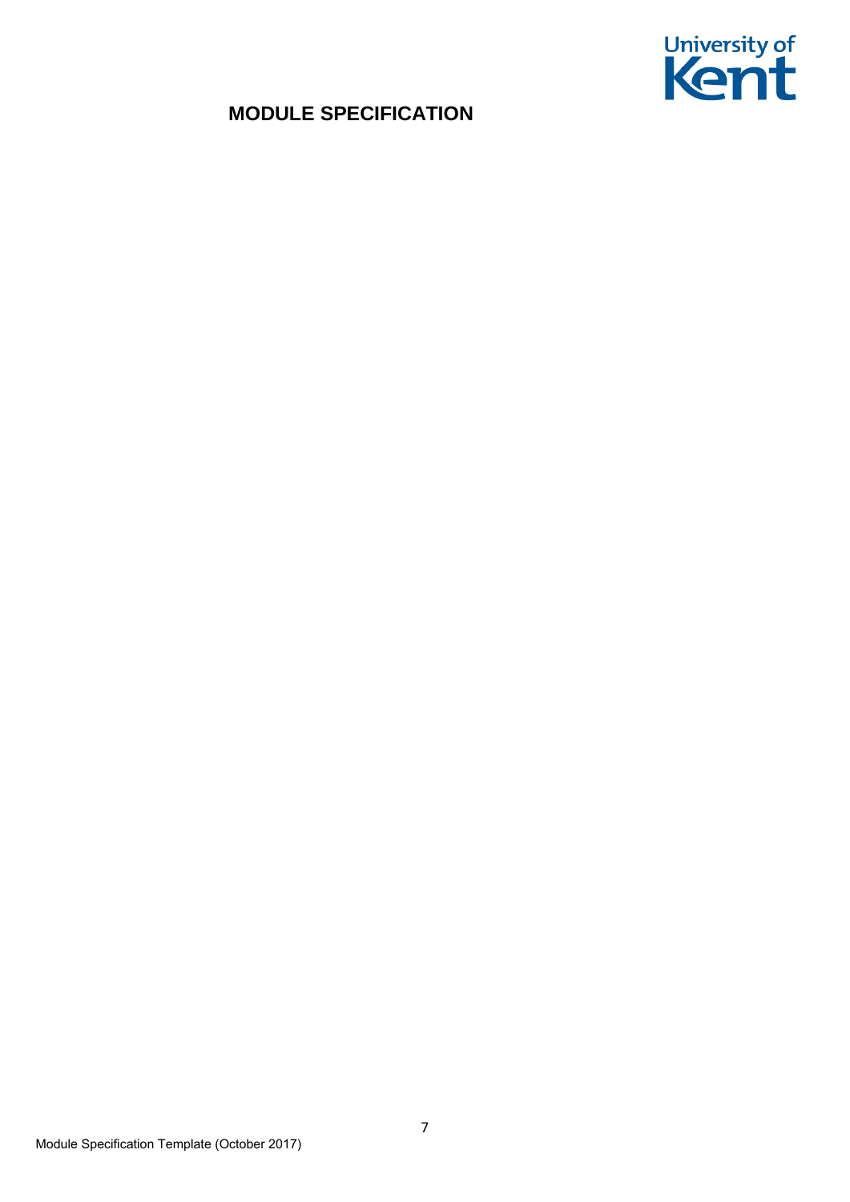**MODULE SPECIFICATION**